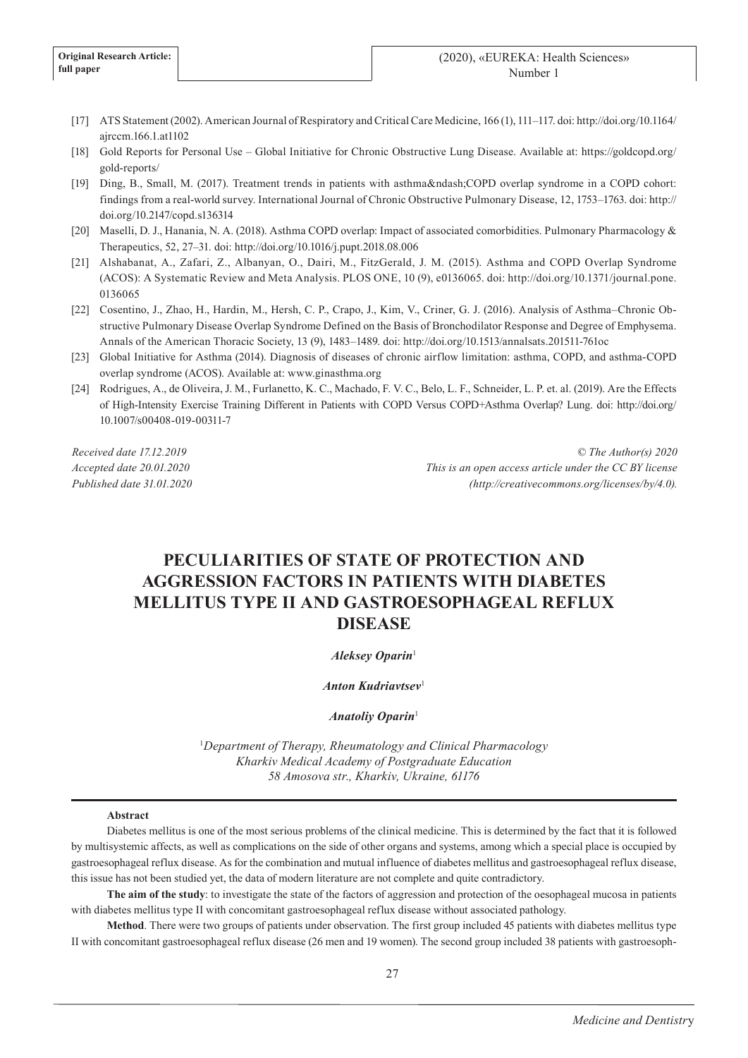[17] ATS Statement (2002). American Journal of Respiratory and Critical Care Medicine, 166 (1), 111–117. doi: http://doi.org/10.1164/ajrccm.166.1.at1102

[18] Gold Reports for Personal Use – Global Initiative for Chronic Obstructive Lung Disease. Available at: https://goldcopd.org/gold-reports/

[19] Ding, B., Small, M. (2017). Treatment trends in patients with asthma&ndash;COPD overlap syndrome in a COPD cohort: findings from a real-world survey. International Journal of Chronic Obstructive Pulmonary Disease, 12, 1753–1763. doi: http://doi.org/10.2147/copd.s136314

[20] Maselli, D. J., Hanania, N. A. (2018). Asthma COPD overlap: Impact of associated comorbidities. Pulmonary Pharmacology & Therapeutics, 52, 27–31. doi: http://doi.org/10.1016/j.pupt.2018.08.006

[21] Alshabanat, A., Zafari, Z., Albanyan, O., Dairi, M., FitzGerald, J. M. (2015). Asthma and COPD Overlap Syndrome (ACOS): A Systematic Review and Meta Analysis. PLOS ONE, 10 (9), e0136065. doi: http://doi.org/10.1371/journal.pone.0136065

[22] Cosentino, J., Zhao, H., Hardin, M., Hersh, C. P., Crapo, J., Kim, V., Criner, G. J. (2016). Analysis of Asthma–Chronic Obstructive Pulmonary Disease Overlap Syndrome Defined on the Basis of Bronchodilator Response and Degree of Emphysema. Annals of the American Thoracic Society, 13 (9), 1483–1489. doi: http://doi.org/10.1513/annalsats.201511-761oc

[23] Global Initiative for Asthma (2014). Diagnosis of diseases of chronic airflow limitation: asthma, COPD, and asthma-COPD overlap syndrome (ACOS). Available at: www.ginasthma.org

[24] Rodrigues, A., de Oliveira, J. M., Furlanetto, K. C., Machado, F. V. C., Belo, L. F., Schneider, L. P. et. al. (2019). Are the Effects of High-Intensity Exercise Training Different in Patients with COPD Versus COPD+Asthma Overlap? Lung. doi: http://doi.org/10.1007/s00408-019-00311-7

*Received date 17.12.2019*
*Accepted date 20.01.2020*
*Published date 31.01.2020*

*© The Author(s) 2020*
*This is an open access article under the CC BY license (http://creativecommons.org/licenses/by/4.0).*

# PECULIARITIES OF STATE OF PROTECTION AND AGGRESSION FACTORS IN PATIENTS WITH DIABETES MELLITUS TYPE II AND GASTROESOPHAGEAL REFLUX DISEASE

***Aleksey Oparin***[1]

***Anton Kudriavtsev***[1]

***Anatoliy Oparin***[1]

[1]*Department of Therapy, Rheumatology and Clinical Pharmacology*
*Kharkiv Medical Academy of Postgraduate Education*
*58 Amosova str., Kharkiv, Ukraine, 61176*

**Abstract**

Diabetes mellitus is one of the most serious problems of the clinical medicine. This is determined by the fact that it is followed by multisystemic affects, as well as complications on the side of other organs and systems, among which a special place is occupied by gastroesophageal reflux disease. As for the combination and mutual influence of diabetes mellitus and gastroesophageal reflux disease, this issue has not been studied yet, the data of modern literature are not complete and quite contradictory.

**The aim of the study**: to investigate the state of the factors of aggression and protection of the oesophageal mucosa in patients with diabetes mellitus type II with concomitant gastroesophageal reflux disease without associated pathology.

**Method**. There were two groups of patients under observation. The first group included 45 patients with diabetes mellitus type II with concomitant gastroesophageal reflux disease (26 men and 19 women). The second group included 38 patients with gastroesoph-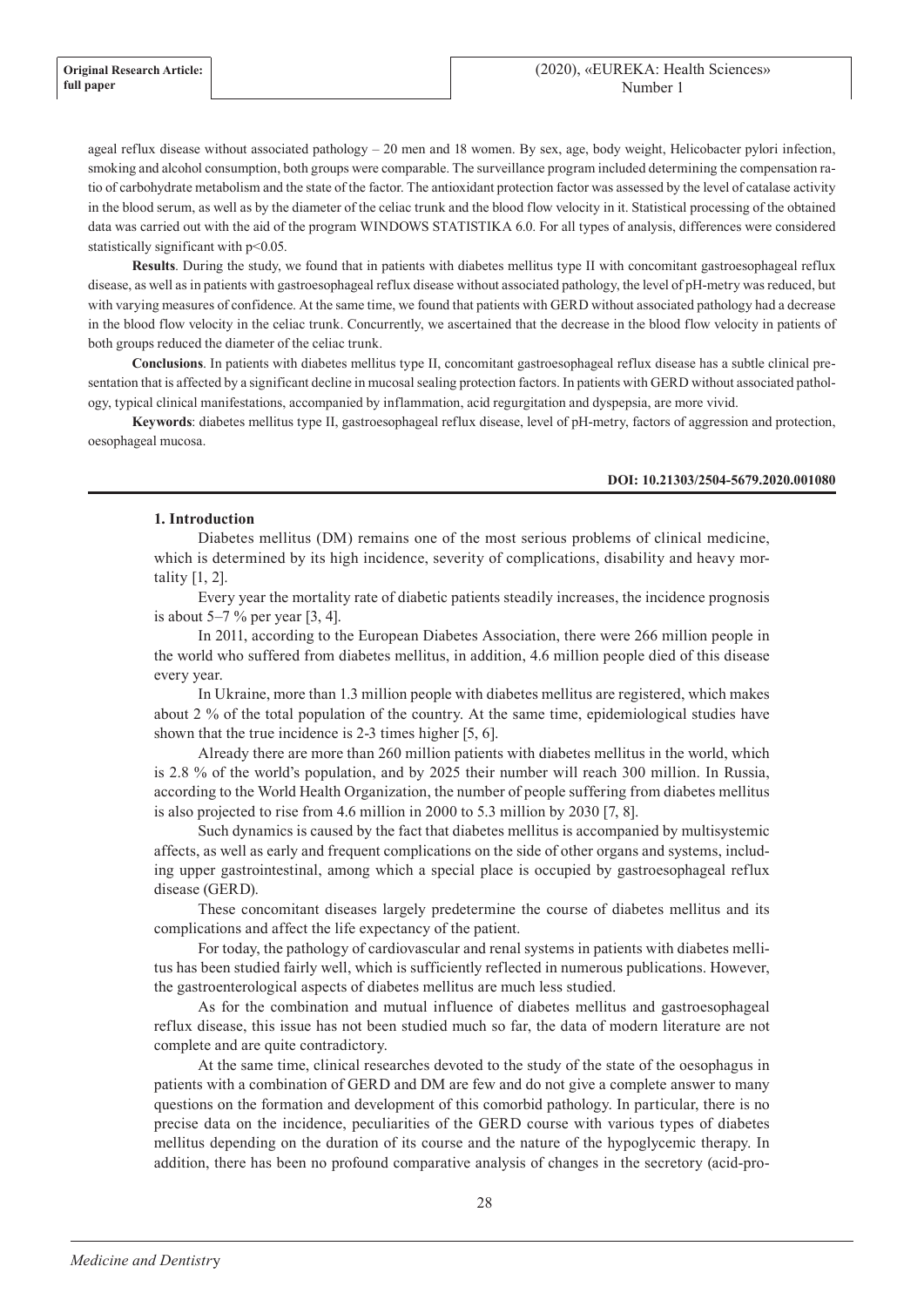ageal reflux disease without associated pathology – 20 men and 18 women. By sex, age, body weight, Helicobacter pylori infection, smoking and alcohol consumption, both groups were comparable. The surveillance program included determining the compensation ratio of carbohydrate metabolism and the state of the factor. The antioxidant protection factor was assessed by the level of catalase activity in the blood serum, as well as by the diameter of the celiac trunk and the blood flow velocity in it. Statistical processing of the obtained data was carried out with the aid of the program WINDOWS STATISTIKA 6.0. For all types of analysis, differences were considered statistically significant with $p<0.05$.

**Results**. During the study, we found that in patients with diabetes mellitus type II with concomitant gastroesophageal reflux disease, as well as in patients with gastroesophageal reflux disease without associated pathology, the level of pH-metry was reduced, but with varying measures of confidence. At the same time, we found that patients with GERD without associated pathology had a decrease in the blood flow velocity in the celiac trunk. Concurrently, we ascertained that the decrease in the blood flow velocity in patients of both groups reduced the diameter of the celiac trunk.

**Conclusions**. In patients with diabetes mellitus type II, concomitant gastroesophageal reflux disease has a subtle clinical presentation that is affected by a significant decline in mucosal sealing protection factors. In patients with GERD without associated pathology, typical clinical manifestations, accompanied by inflammation, acid regurgitation and dyspepsia, are more vivid.

**Keywords**: diabetes mellitus type II, gastroesophageal reflux disease, level of pH-metry, factors of aggression and protection, oesophageal mucosa.

**DOI: 10.21303/2504-5679.2020.001080**

## 1. Introduction

Diabetes mellitus (DM) remains one of the most serious problems of clinical medicine, which is determined by its high incidence, severity of complications, disability and heavy mortality [1, 2].

Every year the mortality rate of diabetic patients steadily increases, the incidence prognosis is about 5–7 % per year [3, 4].

In 2011, according to the European Diabetes Association, there were 266 million people in the world who suffered from diabetes mellitus, in addition, 4.6 million people died of this disease every year.

In Ukraine, more than 1.3 million people with diabetes mellitus are registered, which makes about 2 % of the total population of the country. At the same time, epidemiological studies have shown that the true incidence is 2-3 times higher [5, 6].

Already there are more than 260 million patients with diabetes mellitus in the world, which is 2.8 % of the world's population, and by 2025 their number will reach 300 million. In Russia, according to the World Health Organization, the number of people suffering from diabetes mellitus is also projected to rise from 4.6 million in 2000 to 5.3 million by 2030 [7, 8].

Such dynamics is caused by the fact that diabetes mellitus is accompanied by multisystemic affects, as well as early and frequent complications on the side of other organs and systems, including upper gastrointestinal, among which a special place is occupied by gastroesophageal reflux disease (GERD).

These concomitant diseases largely predetermine the course of diabetes mellitus and its complications and affect the life expectancy of the patient.

For today, the pathology of cardiovascular and renal systems in patients with diabetes mellitus has been studied fairly well, which is sufficiently reflected in numerous publications. However, the gastroenterological aspects of diabetes mellitus are much less studied.

As for the combination and mutual influence of diabetes mellitus and gastroesophageal reflux disease, this issue has not been studied much so far, the data of modern literature are not complete and are quite contradictory.

At the same time, clinical researches devoted to the study of the state of the oesophagus in patients with a combination of GERD and DM are few and do not give a complete answer to many questions on the formation and development of this comorbid pathology. In particular, there is no precise data on the incidence, peculiarities of the GERD course with various types of diabetes mellitus depending on the duration of its course and the nature of the hypoglycemic therapy. In addition, there has been no profound comparative analysis of changes in the secretory (acid-pro-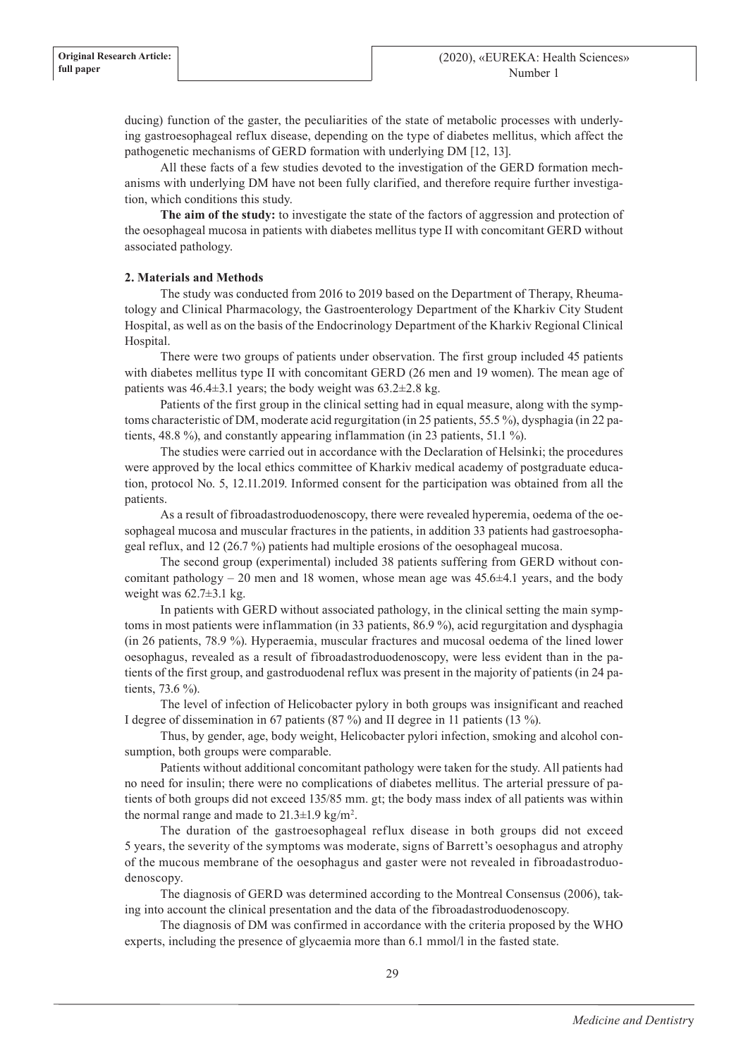ducing) function of the gaster, the peculiarities of the state of metabolic processes with underlying gastroesophageal reflux disease, depending on the type of diabetes mellitus, which affect the pathogenetic mechanisms of GERD formation with underlying DM [12, 13].

All these facts of a few studies devoted to the investigation of the GERD formation mechanisms with underlying DM have not been fully clarified, and therefore require further investigation, which conditions this study.

**The aim of the study:** to investigate the state of the factors of aggression and protection of the oesophageal mucosa in patients with diabetes mellitus type II with concomitant GERD without associated pathology.

### 2. Materials and Methods

The study was conducted from 2016 to 2019 based on the Department of Therapy, Rheumatology and Clinical Pharmacology, the Gastroenterology Department of the Kharkiv City Student Hospital, as well as on the basis of the Endocrinology Department of the Kharkiv Regional Clinical Hospital.

There were two groups of patients under observation. The first group included 45 patients with diabetes mellitus type II with concomitant GERD (26 men and 19 women). The mean age of patients was 46.4±3.1 years; the body weight was 63.2±2.8 kg.

Patients of the first group in the clinical setting had in equal measure, along with the symptoms characteristic of DM, moderate acid regurgitation (in 25 patients, 55.5 %), dysphagia (in 22 patients, 48.8 %), and constantly appearing inflammation (in 23 patients, 51.1 %).

The studies were carried out in accordance with the Declaration of Helsinki; the procedures were approved by the local ethics committee of Kharkiv medical academy of postgraduate education, protocol No. 5, 12.11.2019. Informed consent for the participation was obtained from all the patients.

As a result of fibroadastroduodenoscopy, there were revealed hyperemia, oedema of the oesophageal mucosa and muscular fractures in the patients, in addition 33 patients had gastroesophageal reflux, and 12 (26.7 %) patients had multiple erosions of the oesophageal mucosa.

The second group (experimental) included 38 patients suffering from GERD without concomitant pathology – 20 men and 18 women, whose mean age was 45.6±4.1 years, and the body weight was 62.7±3.1 kg.

In patients with GERD without associated pathology, in the clinical setting the main symptoms in most patients were inflammation (in 33 patients, 86.9 %), acid regurgitation and dysphagia (in 26 patients, 78.9 %). Hyperaemia, muscular fractures and mucosal oedema of the lined lower oesophagus, revealed as a result of fibroadastroduodenoscopy, were less evident than in the patients of the first group, and gastroduodenal reflux was present in the majority of patients (in 24 patients, 73.6 %).

The level of infection of Helicobacter pylory in both groups was insignificant and reached I degree of dissemination in 67 patients (87 %) and II degree in 11 patients (13 %).

Thus, by gender, age, body weight, Helicobacter pylori infection, smoking and alcohol consumption, both groups were comparable.

Patients without additional concomitant pathology were taken for the study. All patients had no need for insulin; there were no complications of diabetes mellitus. The arterial pressure of patients of both groups did not exceed 135/85 mm. gt; the body mass index of all patients was within the normal range and made to 21.3±1.9 kg/m$^2$.

The duration of the gastroesophageal reflux disease in both groups did not exceed 5 years, the severity of the symptoms was moderate, signs of Barrett's oesophagus and atrophy of the mucous membrane of the oesophagus and gaster were not revealed in fibroadastroduodenoscopy.

The diagnosis of GERD was determined according to the Montreal Consensus (2006), taking into account the clinical presentation and the data of the fibroadastroduodenoscopy.

The diagnosis of DM was confirmed in accordance with the criteria proposed by the WHO experts, including the presence of glycaemia more than 6.1 mmol/l in the fasted state.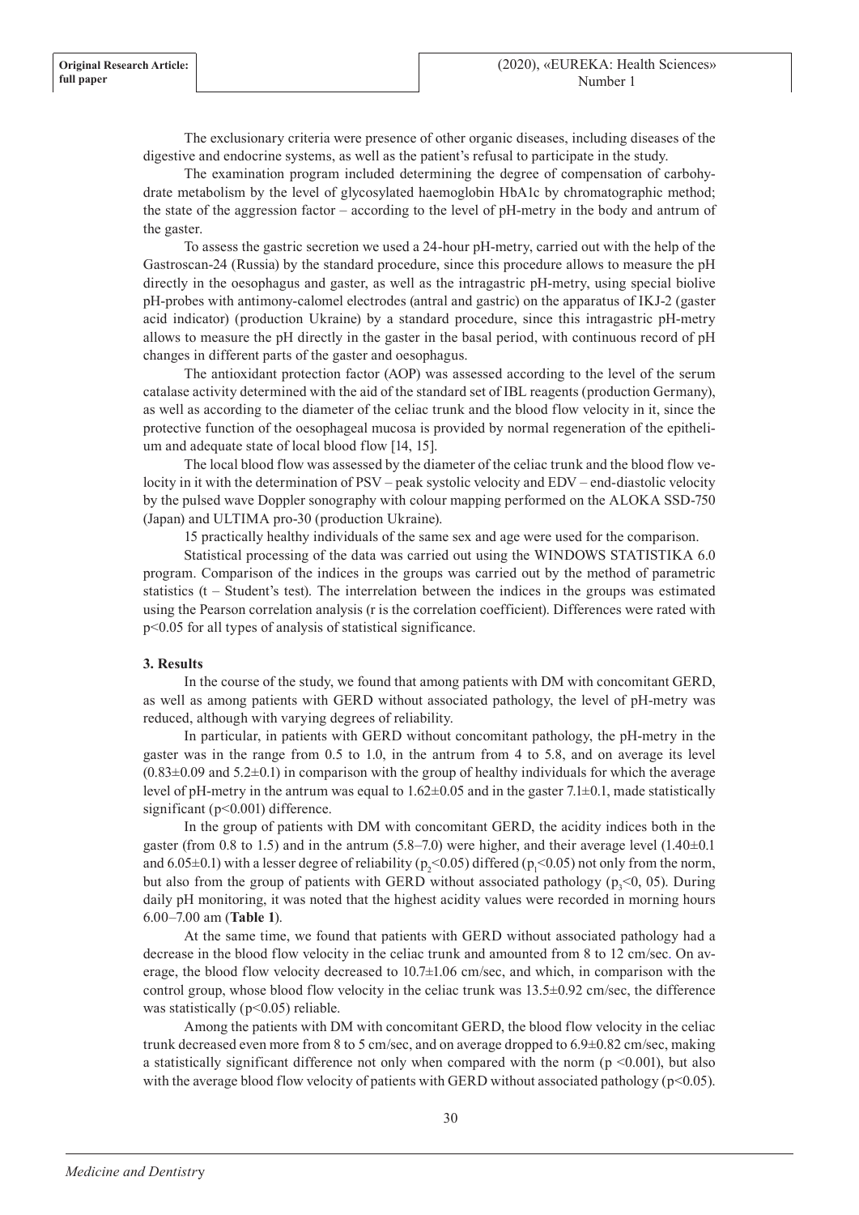The exclusionary criteria were presence of other organic diseases, including diseases of the digestive and endocrine systems, as well as the patient's refusal to participate in the study.

The examination program included determining the degree of compensation of carbohydrate metabolism by the level of glycosylated haemoglobin HbA1c by chromatographic method; the state of the aggression factor – according to the level of pH-metry in the body and antrum of the gaster.

To assess the gastric secretion we used a 24-hour pH-metry, carried out with the help of the Gastroscan-24 (Russia) by the standard procedure, since this procedure allows to measure the pH directly in the oesophagus and gaster, as well as the intragastric pH-metry, using special biolive pH-probes with antimony-calomel electrodes (antral and gastric) on the apparatus of IKJ-2 (gaster acid indicator) (production Ukraine) by a standard procedure, since this intragastric pH-metry allows to measure the pH directly in the gaster in the basal period, with continuous record of pH changes in different parts of the gaster and oesophagus.

The antioxidant protection factor (AOP) was assessed according to the level of the serum catalase activity determined with the aid of the standard set of IBL reagents (production Germany), as well as according to the diameter of the celiac trunk and the blood flow velocity in it, since the protective function of the oesophageal mucosa is provided by normal regeneration of the epithelium and adequate state of local blood flow [14, 15].

The local blood flow was assessed by the diameter of the celiac trunk and the blood flow velocity in it with the determination of PSV – peak systolic velocity and EDV – end-diastolic velocity by the pulsed wave Doppler sonography with colour mapping performed on the ALOKA SSD-750 (Japan) and ULTIMA pro-30 (production Ukraine).

15 practically healthy individuals of the same sex and age were used for the comparison.

Statistical processing of the data was carried out using the WINDOWS STATISTIKA 6.0 program. Comparison of the indices in the groups was carried out by the method of parametric statistics (t – Student's test). The interrelation between the indices in the groups was estimated using the Pearson correlation analysis (r is the correlation coefficient). Differences were rated with $p<0.05$ for all types of analysis of statistical significance.

**3. Results**

In the course of the study, we found that among patients with DM with concomitant GERD, as well as among patients with GERD without associated pathology, the level of pH-metry was reduced, although with varying degrees of reliability.

In particular, in patients with GERD without concomitant pathology, the pH-metry in the gaster was in the range from 0.5 to 1.0, in the antrum from 4 to 5.8, and on average its level (0.83±0.09 and 5.2±0.1) in comparison with the group of healthy individuals for which the average level of pH-metry in the antrum was equal to 1.62±0.05 and in the gaster 7.1±0.1, made statistically significant ($p<0.001$) difference.

In the group of patients with DM with concomitant GERD, the acidity indices both in the gaster (from 0.8 to 1.5) and in the antrum (5.8–7.0) were higher, and their average level (1.40±0.1 and 6.05±0.1) with a lesser degree of reliability ($p_2<0.05$) differed ($p_1<0.05$) not only from the norm, but also from the group of patients with GERD without associated pathology ($p_3<0, 05$). During daily pH monitoring, it was noted that the highest acidity values were recorded in morning hours 6.00–7.00 am (**Table 1**).

At the same time, we found that patients with GERD without associated pathology had a decrease in the blood flow velocity in the celiac trunk and amounted from 8 to 12 cm/sec. On average, the blood flow velocity decreased to 10.7±1.06 cm/sec, and which, in comparison with the control group, whose blood flow velocity in the celiac trunk was 13.5±0.92 cm/sec, the difference was statistically ($p<0.05$) reliable.

Among the patients with DM with concomitant GERD, the blood flow velocity in the celiac trunk decreased even more from 8 to 5 cm/sec, and on average dropped to 6.9±0.82 cm/sec, making a statistically significant difference not only when compared with the norm ($p <0.001$), but also with the average blood flow velocity of patients with GERD without associated pathology ($p<0.05$).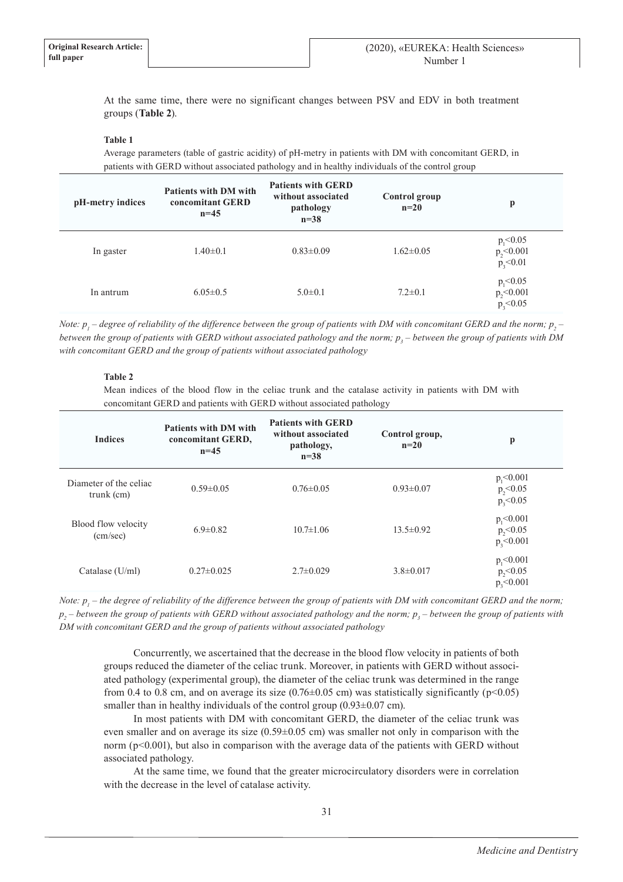At the same time, there were no significant changes between PSV and EDV in both treatment groups (**Table 2**).

**Table 1**

Average parameters (table of gastric acidity) of pH-metry in patients with DM with concomitant GERD, in patients with GERD without associated pathology and in healthy individuals of the control group

| pH-metry indices | Patients with DM with concomitant GERD n=45 | Patients with GERD without associated pathology n=38 | Control group n=20 | p |
|---|---|---|---|---|
| In gaster | 1.40±0.1 | 0.83±0.09 | 1.62±0.05 | $p_1<0.05$ $p_2<0.001$ $p_3<0.01$ |
| In antrum | 6.05±0.5 | 5.0±0.1 | 7.2±0.1 | $p_1<0.05$ $p_2<0.001$ $p_3<0.05$ |

*Note: $p_1$ – degree of reliability of the difference between the group of patients with DM with concomitant GERD and the norm; $p_2$ – between the group of patients with GERD without associated pathology and the norm; $p_3$ – between the group of patients with DM with concomitant GERD and the group of patients without associated pathology*

**Table 2**

Mean indices of the blood flow in the celiac trunk and the catalase activity in patients with DM with concomitant GERD and patients with GERD without associated pathology

| Indices | Patients with DM with concomitant GERD, n=45 | Patients with GERD without associated pathology, n=38 | Control group, n=20 | p |
|---|---|---|---|---|
| Diameter of the celiac trunk (cm) | 0.59±0.05 | 0.76±0.05 | 0.93±0.07 | $p_1<0.001$ $p_2<0.05$ $p_3<0.05$ |
| Blood flow velocity (cm/sec) | 6.9±0.82 | 10.7±1.06 | 13.5±0.92 | $p_1<0.001$ $p_2<0.05$ $p_3<0.001$ |
| Catalase (U/ml) | 0.27±0.025 | 2.7±0.029 | 3.8±0.017 | $p_1<0.001$ $p_2<0.05$ $p_3<0.001$ |

*Note: $p_1$ – the degree of reliability of the difference between the group of patients with DM with concomitant GERD and the norm; $p_2$ – between the group of patients with GERD without associated pathology and the norm; $p_3$ – between the group of patients with DM with concomitant GERD and the group of patients without associated pathology*

Concurrently, we ascertained that the decrease in the blood flow velocity in patients of both groups reduced the diameter of the celiac trunk. Moreover, in patients with GERD without associated pathology (experimental group), the diameter of the celiac trunk was determined in the range from 0.4 to 0.8 cm, and on average its size (0.76±0.05 cm) was statistically significantly ($p<0.05$) smaller than in healthy individuals of the control group (0.93±0.07 cm).

In most patients with DM with concomitant GERD, the diameter of the celiac trunk was even smaller and on average its size (0.59±0.05 cm) was smaller not only in comparison with the norm ($p<0.001$), but also in comparison with the average data of the patients with GERD without associated pathology.

At the same time, we found that the greater microcirculatory disorders were in correlation with the decrease in the level of catalase activity.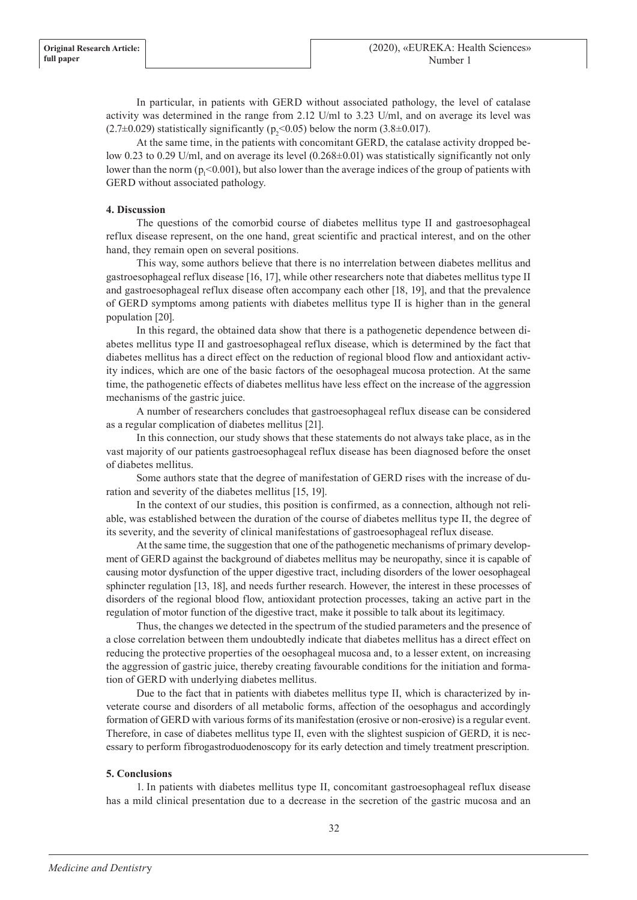In particular, in patients with GERD without associated pathology, the level of catalase activity was determined in the range from 2.12 U/ml to 3.23 U/ml, and on average its level was (2.7±0.029) statistically significantly ($p_2$<0.05) below the norm (3.8±0.017).

At the same time, in the patients with concomitant GERD, the catalase activity dropped below 0.23 to 0.29 U/ml, and on average its level (0.268±0.01) was statistically significantly not only lower than the norm ($p_1$<0.001), but also lower than the average indices of the group of patients with GERD without associated pathology.

#### 4. Discussion

The questions of the comorbid course of diabetes mellitus type II and gastroesophageal reflux disease represent, on the one hand, great scientific and practical interest, and on the other hand, they remain open on several positions.

This way, some authors believe that there is no interrelation between diabetes mellitus and gastroesophageal reflux disease [16, 17], while other researchers note that diabetes mellitus type II and gastroesophageal reflux disease often accompany each other [18, 19], and that the prevalence of GERD symptoms among patients with diabetes mellitus type II is higher than in the general population [20].

In this regard, the obtained data show that there is a pathogenetic dependence between diabetes mellitus type II and gastroesophageal reflux disease, which is determined by the fact that diabetes mellitus has a direct effect on the reduction of regional blood flow and antioxidant activity indices, which are one of the basic factors of the oesophageal mucosa protection. At the same time, the pathogenetic effects of diabetes mellitus have less effect on the increase of the aggression mechanisms of the gastric juice.

A number of researchers concludes that gastroesophageal reflux disease can be considered as a regular complication of diabetes mellitus [21].

In this connection, our study shows that these statements do not always take place, as in the vast majority of our patients gastroesophageal reflux disease has been diagnosed before the onset of diabetes mellitus.

Some authors state that the degree of manifestation of GERD rises with the increase of duration and severity of the diabetes mellitus [15, 19].

In the context of our studies, this position is confirmed, as a connection, although not reliable, was established between the duration of the course of diabetes mellitus type II, the degree of its severity, and the severity of clinical manifestations of gastroesophageal reflux disease.

At the same time, the suggestion that one of the pathogenetic mechanisms of primary development of GERD against the background of diabetes mellitus may be neuropathy, since it is capable of causing motor dysfunction of the upper digestive tract, including disorders of the lower oesophageal sphincter regulation [13, 18], and needs further research. However, the interest in these processes of disorders of the regional blood flow, antioxidant protection processes, taking an active part in the regulation of motor function of the digestive tract, make it possible to talk about its legitimacy.

Thus, the changes we detected in the spectrum of the studied parameters and the presence of a close correlation between them undoubtedly indicate that diabetes mellitus has a direct effect on reducing the protective properties of the oesophageal mucosa and, to a lesser extent, on increasing the aggression of gastric juice, thereby creating favourable conditions for the initiation and formation of GERD with underlying diabetes mellitus.

Due to the fact that in patients with diabetes mellitus type II, which is characterized by inveterate course and disorders of all metabolic forms, affection of the oesophagus and accordingly formation of GERD with various forms of its manifestation (erosive or non-erosive) is a regular event. Therefore, in case of diabetes mellitus type II, even with the slightest suspicion of GERD, it is necessary to perform fibrogastroduodenoscopy for its early detection and timely treatment prescription.

#### 5. Conclusions

1. In patients with diabetes mellitus type II, concomitant gastroesophageal reflux disease has a mild clinical presentation due to a decrease in the secretion of the gastric mucosa and an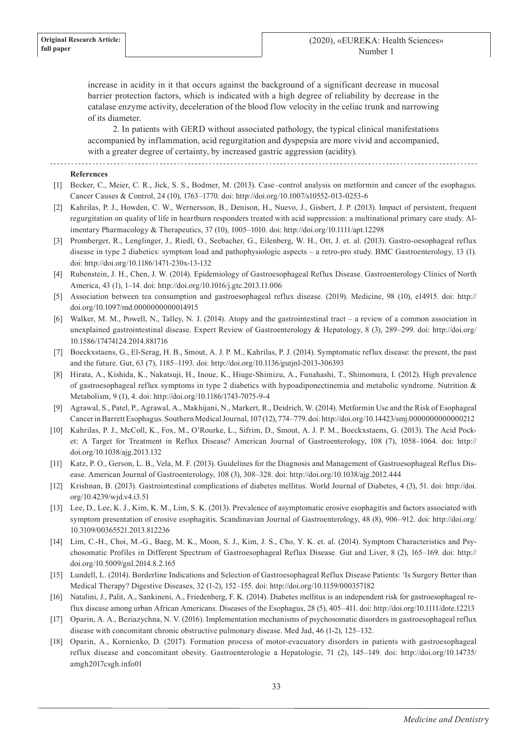increase in acidity in it that occurs against the background of a significant decrease in mucosal barrier protection factors, which is indicated with a high degree of reliability by decrease in the catalase enzyme activity, deceleration of the blood flow velocity in the celiac trunk and narrowing of its diameter.

2. In patients with GERD without associated pathology, the typical clinical manifestations accompanied by inflammation, acid regurgitation and dyspepsia are more vivid and accompanied, with a greater degree of certainty, by increased gastric aggression (acidity).

**References**

[1] Becker, C., Meier, C. R., Jick, S. S., Bodmer, M. (2013). Case–control analysis on metformin and cancer of the esophagus. Cancer Causes & Control, 24 (10), 1763–1770. doi: http://doi.org/10.1007/s10552-013-0253-6

[2] Kahrilas, P. J., Howden, C. W., Wernersson, B., Denison, H., Nuevo, J., Gisbert, J. P. (2013). Impact of persistent, frequent regurgitation on quality of life in heartburn responders treated with acid suppression: a multinational primary care study. Alimentary Pharmacology & Therapeutics, 37 (10), 1005–1010. doi: http://doi.org/10.1111/apt.12298

[3] Promberger, R., Lenglinger, J., Riedl, O., Seebacher, G., Eilenberg, W. H., Ott, J. et. al. (2013). Gastro-oesophageal reflux disease in type 2 diabetics: symptom load and pathophysiologic aspects – a retro-pro study. BMC Gastroenterology, 13 (1). doi: http://doi.org/10.1186/1471-230x-13-132

[4] Rubenstein, J. H., Chen, J. W. (2014). Epidemiology of Gastroesophageal Reflux Disease. Gastroenterology Clinics of North America, 43 (1), 1–14. doi: http://doi.org/10.1016/j.gtc.2013.11.006

[5] Association between tea consumption and gastroesophageal reflux disease. (2019). Medicine, 98 (10), e14915. doi: http://doi.org/10.1097/md.0000000000014915

[6] Walker, M. M., Powell, N., Talley, N. J. (2014). Atopy and the gastrointestinal tract – a review of a common association in unexplained gastrointestinal disease. Expert Review of Gastroenterology & Hepatology, 8 (3), 289–299. doi: http://doi.org/10.1586/17474124.2014.881716

[7] Boeckxstaens, G., El-Serag, H. B., Smout, A. J. P. M., Kahrilas, P. J. (2014). Symptomatic reflux disease: the present, the past and the future. Gut, 63 (7), 1185–1193. doi: http://doi.org/10.1136/gutjnl-2013-306393

[8] Hirata, A., Kishida, K., Nakatsuji, H., Inoue, K., Hiuge-Shimizu, A., Funahashi, T., Shimomura, I. (2012). High prevalence of gastroesophageal reflux symptoms in type 2 diabetics with hypoadiponectinemia and metabolic syndrome. Nutrition & Metabolism, 9 (1), 4. doi: http://doi.org/10.1186/1743-7075-9-4

[9] Agrawal, S., Patel, P., Agrawal, A., Makhijani, N., Markert, R., Deidrich, W. (2014). Metformin Use and the Risk of Esophageal Cancer in Barrett Esophagus. Southern Medical Journal, 107 (12), 774–779. doi: http://doi.org/10.14423/smj.0000000000000212

[10] Kahrilas, P. J., McColl, K., Fox, M., O'Rourke, L., Sifrim, D., Smout, A. J. P. M., Boeckxstaens, G. (2013). The Acid Pocket: A Target for Treatment in Reflux Disease? American Journal of Gastroenterology, 108 (7), 1058–1064. doi: http://doi.org/10.1038/ajg.2013.132

[11] Katz, P. O., Gerson, L. B., Vela, M. F. (2013). Guidelines for the Diagnosis and Management of Gastroesophageal Reflux Disease. American Journal of Gastroenterology, 108 (3), 308–328. doi: http://doi.org/10.1038/ajg.2012.444

[12] Krishnan, B. (2013). Gastrointestinal complications of diabetes mellitus. World Journal of Diabetes, 4 (3), 51. doi: http://doi.org/10.4239/wjd.v4.i3.51

[13] Lee, D., Lee, K. J., Kim, K. M., Lim, S. K. (2013). Prevalence of asymptomatic erosive esophagitis and factors associated with symptom presentation of erosive esophagitis. Scandinavian Journal of Gastroenterology, 48 (8), 906–912. doi: http://doi.org/10.3109/00365521.2013.812236

[14] Lim, C.-H., Choi, M.-G., Baeg, M. K., Moon, S. J., Kim, J. S., Cho, Y. K. et. al. (2014). Symptom Characteristics and Psychosomatic Profiles in Different Spectrum of Gastroesophageal Reflux Disease. Gut and Liver, 8 (2), 165–169. doi: http://doi.org/10.5009/gnl.2014.8.2.165

[15] Lundell, L. (2014). Borderline Indications and Selection of Gastroesophageal Reflux Disease Patients: 'Is Surgery Better than Medical Therapy? Digestive Diseases, 32 (1-2), 152–155. doi: http://doi.org/10.1159/000357182

[16] Natalini, J., Palit, A., Sankineni, A., Friedenberg, F. K. (2014). Diabetes mellitus is an independent risk for gastroesophageal reflux disease among urban African Americans. Diseases of the Esophagus, 28 (5), 405–411. doi: http://doi.org/10.1111/dote.12213

[17] Oparin, A. A., Beziazychna, N. V. (2016). Implementation mechanisms of psychosomatic disorders in gastroesophageal reflux disease with concomitant chronic obstructive pulmonary disease. Med Jad, 46 (1-2), 125–132.

[18] Oparin, A., Kornienko, D. (2017). Formation process of motor-evacuatory disorders in patients with gastroesophageal reflux disease and concomitant obesity. Gastroenterologie a Hepatologie, 71 (2), 145–149. doi: http://doi.org/10.14735/amgh2017csgh.info01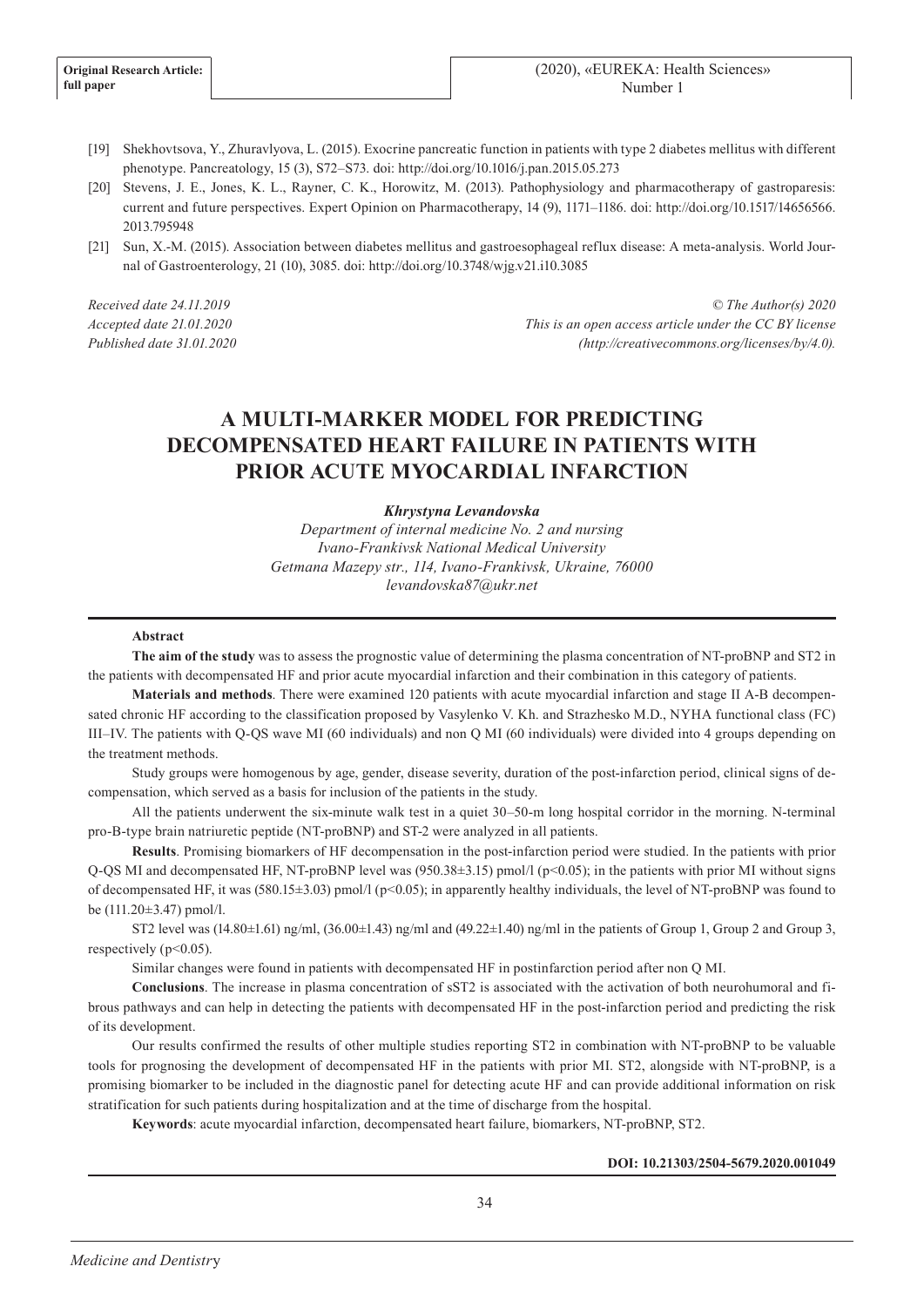[19] Shekhovtsova, Y., Zhuravlyova, L. (2015). Exocrine pancreatic function in patients with type 2 diabetes mellitus with different phenotype. Pancreatology, 15 (3), S72–S73. doi: http://doi.org/10.1016/j.pan.2015.05.273

[20] Stevens, J. E., Jones, K. L., Rayner, C. K., Horowitz, M. (2013). Pathophysiology and pharmacotherapy of gastroparesis: current and future perspectives. Expert Opinion on Pharmacotherapy, 14 (9), 1171–1186. doi: http://doi.org/10.1517/14656566.2013.795948

[21] Sun, X.-M. (2015). Association between diabetes mellitus and gastroesophageal reflux disease: A meta-analysis. World Journal of Gastroenterology, 21 (10), 3085. doi: http://doi.org/10.3748/wjg.v21.i10.3085

*Received date 24.11.2019*
*Accepted date 21.01.2020*
*Published date 31.01.2020*

*© The Author(s) 2020*
*This is an open access article under the CC BY license (http://creativecommons.org/licenses/by/4.0).*

# A MULTI-MARKER MODEL FOR PREDICTING DECOMPENSATED HEART FAILURE IN PATIENTS WITH PRIOR ACUTE MYOCARDIAL INFARCTION

***Khrystyna Levandovska***

*Department of internal medicine No. 2 and nursing*
*Ivano-Frankivsk National Medical University*
*Getmana Mazepy str., 114, Ivano-Frankivsk, Ukraine, 76000*
*levandovska87@ukr.net*

**Abstract**

**The aim of the study** was to assess the prognostic value of determining the plasma concentration of NT-proBNP and ST2 in the patients with decompensated HF and prior acute myocardial infarction and their combination in this category of patients.

**Materials and methods**. There were examined 120 patients with acute myocardial infarction and stage II A-B decompensated chronic HF according to the classification proposed by Vasylenko V. Kh. and Strazhesko M.D., NYHA functional class (FC) III–IV. The patients with Q-QS wave MI (60 individuals) and non Q MI (60 individuals) were divided into 4 groups depending on the treatment methods.

Study groups were homogenous by age, gender, disease severity, duration of the post-infarction period, clinical signs of decompensation, which served as a basis for inclusion of the patients in the study.

All the patients underwent the six-minute walk test in a quiet 30–50-m long hospital corridor in the morning. N-terminal pro-B-type brain natriuretic peptide (NT-proBNP) and ST-2 were analyzed in all patients.

**Results**. Promising biomarkers of HF decompensation in the post-infarction period were studied. In the patients with prior Q-QS MI and decompensated HF, NT-proBNP level was (950.38±3.15) pmol/l ($p<0.05$); in the patients with prior MI without signs of decompensated HF, it was (580.15±3.03) pmol/l ($p<0.05$); in apparently healthy individuals, the level of NT-proBNP was found to be (111.20±3.47) pmol/l.

ST2 level was (14.80±1.61) ng/ml, (36.00±1.43) ng/ml and (49.22±1.40) ng/ml in the patients of Group 1, Group 2 and Group 3, respectively ($p<0.05$).

Similar changes were found in patients with decompensated HF in postinfarction period after non Q MI.

**Conclusions**. The increase in plasma concentration of sST2 is associated with the activation of both neurohumoral and fibrous pathways and can help in detecting the patients with decompensated HF in the post-infarction period and predicting the risk of its development.

Our results confirmed the results of other multiple studies reporting ST2 in combination with NT-proBNP to be valuable tools for prognosing the development of decompensated HF in the patients with prior MI. ST2, alongside with NT-proBNP, is a promising biomarker to be included in the diagnostic panel for detecting acute HF and can provide additional information on risk stratification for such patients during hospitalization and at the time of discharge from the hospital.

**Keywords**: acute myocardial infarction, decompensated heart failure, biomarkers, NT-proBNP, ST2.

**DOI: 10.21303/2504-5679.2020.001049**